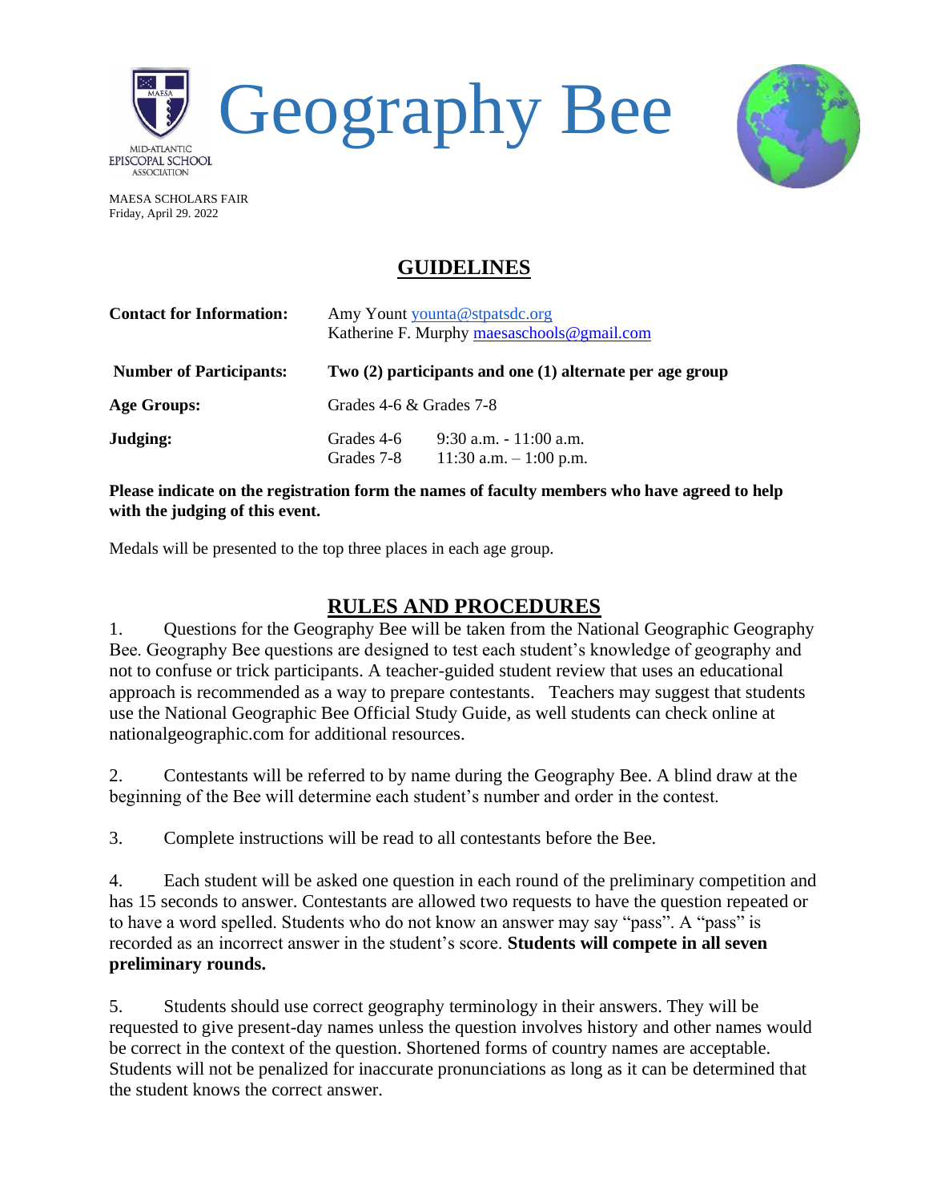MID-ATLANTIC EPISCOPAL SCHOOL ASSOCIATION

# Geography Bee

MAESA SCHOLARS FAIR
Friday, April 29. 2022

## GUIDELINES

| | |
|---|---|
| **Contact for Information:** | Amy Yount younta@stpatsdc.org<br>Katherine F. Murphy maesaschools@gmail.com |
| **Number of Participants:** | **Two (2) participants and one (1) alternate per age group** |
| **Age Groups:** | Grades 4-6 & Grades 7-8 |
| **Judging:** | Grades 4-6 9:30 a.m. - 11:00 a.m.<br>Grades 7-8 11:30 a.m. – 1:00 p.m. |

**Please indicate on the registration form the names of faculty members who have agreed to help with the judging of this event.**

Medals will be presented to the top three places in each age group.

## RULES AND PROCEDURES

1. Questions for the Geography Bee will be taken from the National Geographic Geography Bee. Geography Bee questions are designed to test each student's knowledge of geography and not to confuse or trick participants. A teacher-guided student review that uses an educational approach is recommended as a way to prepare contestants. Teachers may suggest that students use the National Geographic Bee Official Study Guide, as well students can check online at nationalgeographic.com for additional resources.

2. Contestants will be referred to by name during the Geography Bee. A blind draw at the beginning of the Bee will determine each student's number and order in the contest.

3. Complete instructions will be read to all contestants before the Bee.

4. Each student will be asked one question in each round of the preliminary competition and has 15 seconds to answer. Contestants are allowed two requests to have the question repeated or to have a word spelled. Students who do not know an answer may say "pass". A "pass" is recorded as an incorrect answer in the student's score. **Students will compete in all seven preliminary rounds.**

5. Students should use correct geography terminology in their answers. They will be requested to give present-day names unless the question involves history and other names would be correct in the context of the question. Shortened forms of country names are acceptable. Students will not be penalized for inaccurate pronunciations as long as it can be determined that the student knows the correct answer.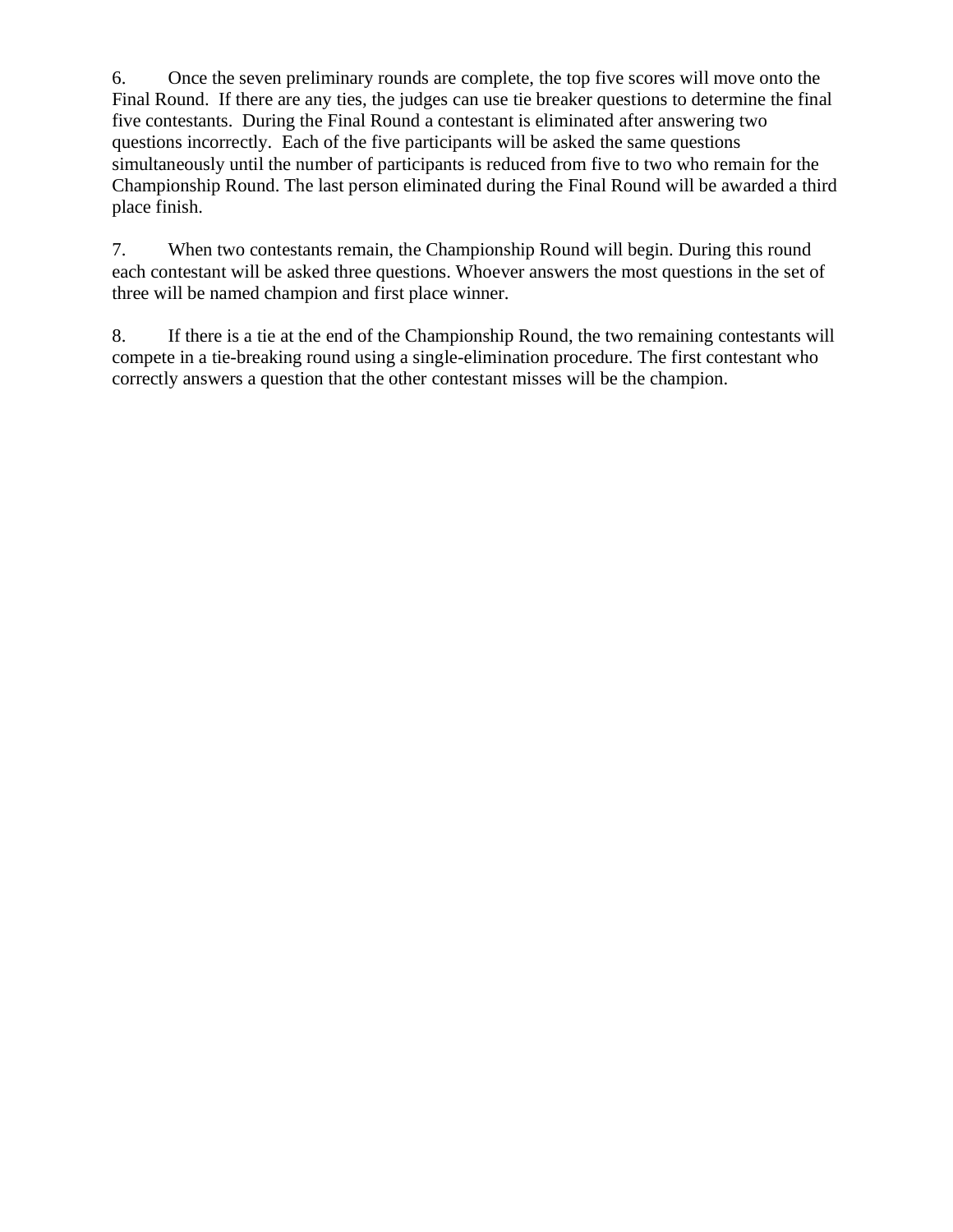6. Once the seven preliminary rounds are complete, the top five scores will move onto the Final Round. If there are any ties, the judges can use tie breaker questions to determine the final five contestants. During the Final Round a contestant is eliminated after answering two questions incorrectly. Each of the five participants will be asked the same questions simultaneously until the number of participants is reduced from five to two who remain for the Championship Round. The last person eliminated during the Final Round will be awarded a third place finish.

7. When two contestants remain, the Championship Round will begin. During this round each contestant will be asked three questions. Whoever answers the most questions in the set of three will be named champion and first place winner.

8. If there is a tie at the end of the Championship Round, the two remaining contestants will compete in a tie-breaking round using a single-elimination procedure. The first contestant who correctly answers a question that the other contestant misses will be the champion.